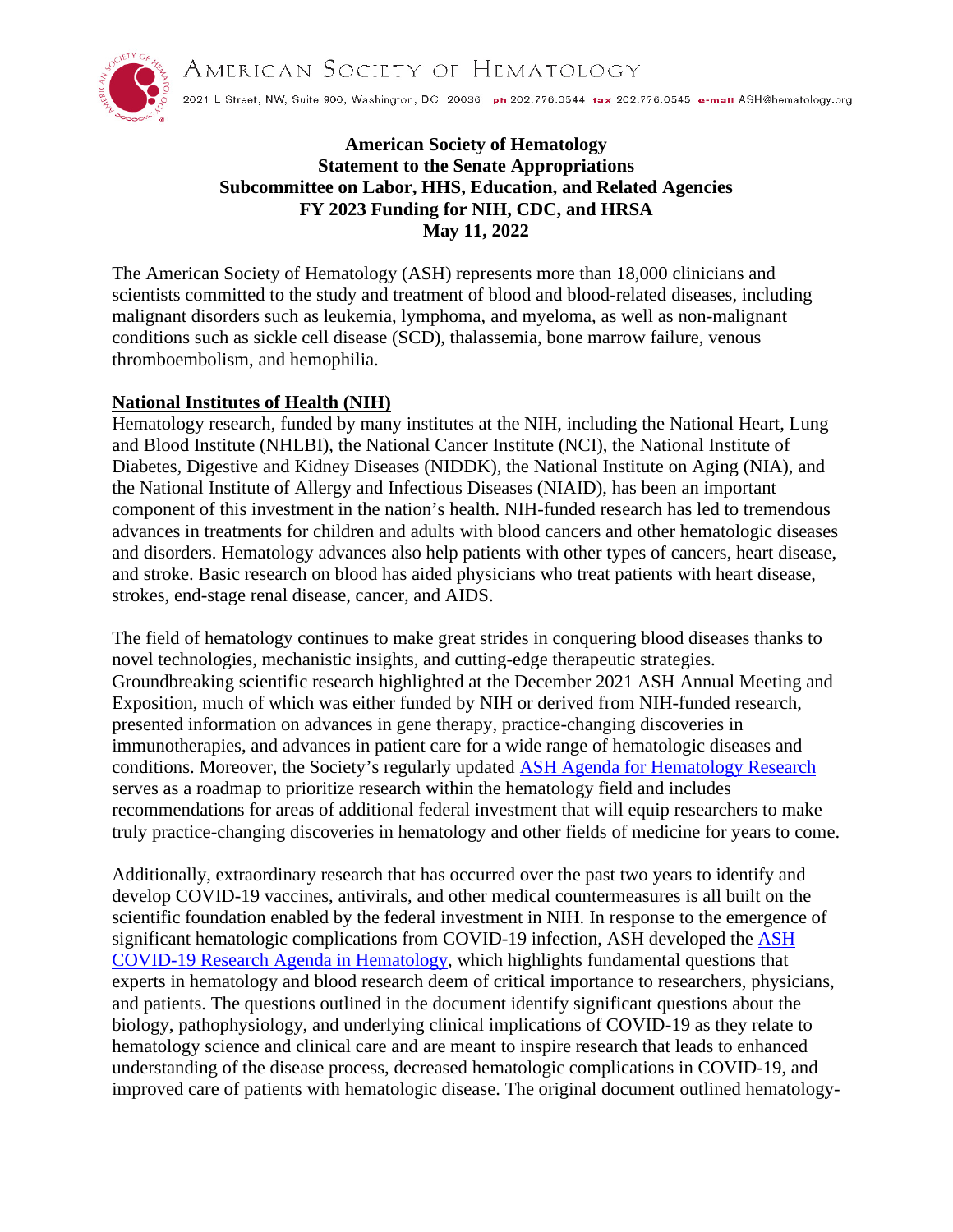AMERICAN SOCIETY OF HEMATOLOGY

2021 L Street, NW, Suite 900, Washington, DC 20036 ph 202.776.0544 fax 202.776.0545 e-mail ASH@hematology.org

**American Society of Hematology**
**Statement to the Senate Appropriations**
**Subcommittee on Labor, HHS, Education, and Related Agencies**
**FY 2023 Funding for NIH, CDC, and HRSA**
**May 11, 2022**

The American Society of Hematology (ASH) represents more than 18,000 clinicians and scientists committed to the study and treatment of blood and blood-related diseases, including malignant disorders such as leukemia, lymphoma, and myeloma, as well as non-malignant conditions such as sickle cell disease (SCD), thalassemia, bone marrow failure, venous thromboembolism, and hemophilia.

**National Institutes of Health (NIH)**

Hematology research, funded by many institutes at the NIH, including the National Heart, Lung and Blood Institute (NHLBI), the National Cancer Institute (NCI), the National Institute of Diabetes, Digestive and Kidney Diseases (NIDDK), the National Institute on Aging (NIA), and the National Institute of Allergy and Infectious Diseases (NIAID), has been an important component of this investment in the nation's health. NIH-funded research has led to tremendous advances in treatments for children and adults with blood cancers and other hematologic diseases and disorders. Hematology advances also help patients with other types of cancers, heart disease, and stroke. Basic research on blood has aided physicians who treat patients with heart disease, strokes, end-stage renal disease, cancer, and AIDS.

The field of hematology continues to make great strides in conquering blood diseases thanks to novel technologies, mechanistic insights, and cutting-edge therapeutic strategies. Groundbreaking scientific research highlighted at the December 2021 ASH Annual Meeting and Exposition, much of which was either funded by NIH or derived from NIH-funded research, presented information on advances in gene therapy, practice-changing discoveries in immunotherapies, and advances in patient care for a wide range of hematologic diseases and conditions. Moreover, the Society's regularly updated ASH Agenda for Hematology Research serves as a roadmap to prioritize research within the hematology field and includes recommendations for areas of additional federal investment that will equip researchers to make truly practice-changing discoveries in hematology and other fields of medicine for years to come.

Additionally, extraordinary research that has occurred over the past two years to identify and develop COVID-19 vaccines, antivirals, and other medical countermeasures is all built on the scientific foundation enabled by the federal investment in NIH. In response to the emergence of significant hematologic complications from COVID-19 infection, ASH developed the ASH COVID-19 Research Agenda in Hematology, which highlights fundamental questions that experts in hematology and blood research deem of critical importance to researchers, physicians, and patients. The questions outlined in the document identify significant questions about the biology, pathophysiology, and underlying clinical implications of COVID-19 as they relate to hematology science and clinical care and are meant to inspire research that leads to enhanced understanding of the disease process, decreased hematologic complications in COVID-19, and improved care of patients with hematologic disease. The original document outlined hematology-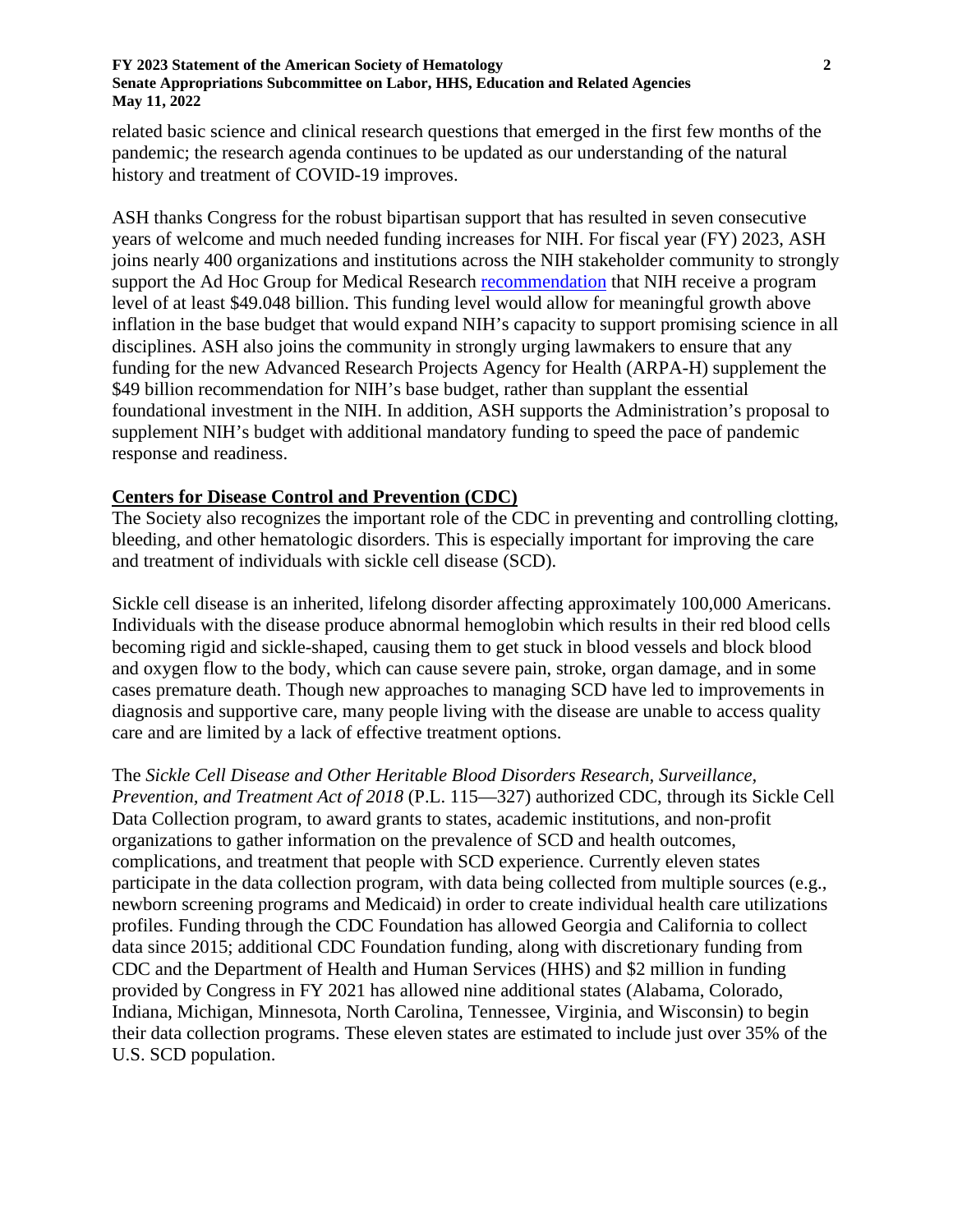related basic science and clinical research questions that emerged in the first few months of the pandemic; the research agenda continues to be updated as our understanding of the natural history and treatment of COVID-19 improves.

ASH thanks Congress for the robust bipartisan support that has resulted in seven consecutive years of welcome and much needed funding increases for NIH. For fiscal year (FY) 2023, ASH joins nearly 400 organizations and institutions across the NIH stakeholder community to strongly support the Ad Hoc Group for Medical Research recommendation that NIH receive a program level of at least $49.048 billion. This funding level would allow for meaningful growth above inflation in the base budget that would expand NIH's capacity to support promising science in all disciplines. ASH also joins the community in strongly urging lawmakers to ensure that any funding for the new Advanced Research Projects Agency for Health (ARPA-H) supplement the $49 billion recommendation for NIH's base budget, rather than supplant the essential foundational investment in the NIH. In addition, ASH supports the Administration's proposal to supplement NIH's budget with additional mandatory funding to speed the pace of pandemic response and readiness.

## Centers for Disease Control and Prevention (CDC)

The Society also recognizes the important role of the CDC in preventing and controlling clotting, bleeding, and other hematologic disorders. This is especially important for improving the care and treatment of individuals with sickle cell disease (SCD).

Sickle cell disease is an inherited, lifelong disorder affecting approximately 100,000 Americans. Individuals with the disease produce abnormal hemoglobin which results in their red blood cells becoming rigid and sickle-shaped, causing them to get stuck in blood vessels and block blood and oxygen flow to the body, which can cause severe pain, stroke, organ damage, and in some cases premature death. Though new approaches to managing SCD have led to improvements in diagnosis and supportive care, many people living with the disease are unable to access quality care and are limited by a lack of effective treatment options.

The *Sickle Cell Disease and Other Heritable Blood Disorders Research, Surveillance, Prevention, and Treatment Act of 2018* (P.L. 115—327) authorized CDC, through its Sickle Cell Data Collection program, to award grants to states, academic institutions, and non-profit organizations to gather information on the prevalence of SCD and health outcomes, complications, and treatment that people with SCD experience. Currently eleven states participate in the data collection program, with data being collected from multiple sources (e.g., newborn screening programs and Medicaid) in order to create individual health care utilizations profiles. Funding through the CDC Foundation has allowed Georgia and California to collect data since 2015; additional CDC Foundation funding, along with discretionary funding from CDC and the Department of Health and Human Services (HHS) and $2 million in funding provided by Congress in FY 2021 has allowed nine additional states (Alabama, Colorado, Indiana, Michigan, Minnesota, North Carolina, Tennessee, Virginia, and Wisconsin) to begin their data collection programs. These eleven states are estimated to include just over 35% of the U.S. SCD population.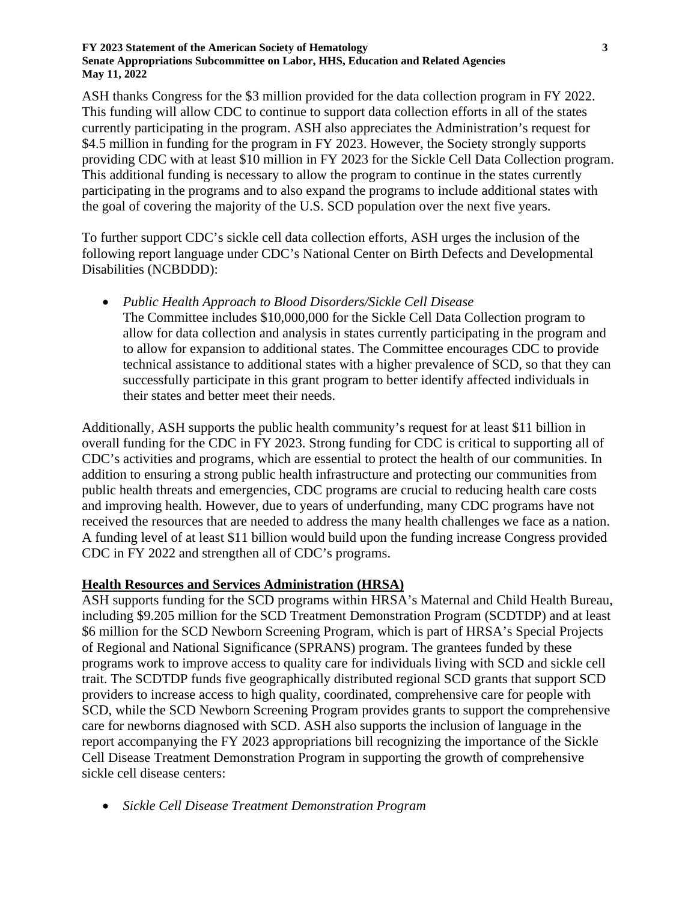ASH thanks Congress for the $3 million provided for the data collection program in FY 2022. This funding will allow CDC to continue to support data collection efforts in all of the states currently participating in the program. ASH also appreciates the Administration's request for $4.5 million in funding for the program in FY 2023. However, the Society strongly supports providing CDC with at least $10 million in FY 2023 for the Sickle Cell Data Collection program. This additional funding is necessary to allow the program to continue in the states currently participating in the programs and to also expand the programs to include additional states with the goal of covering the majority of the U.S. SCD population over the next five years.

To further support CDC's sickle cell data collection efforts, ASH urges the inclusion of the following report language under CDC's National Center on Birth Defects and Developmental Disabilities (NCBDDD):

- *Public Health Approach to Blood Disorders/Sickle Cell Disease*
  The Committee includes $10,000,000 for the Sickle Cell Data Collection program to allow for data collection and analysis in states currently participating in the program and to allow for expansion to additional states. The Committee encourages CDC to provide technical assistance to additional states with a higher prevalence of SCD, so that they can successfully participate in this grant program to better identify affected individuals in their states and better meet their needs.

Additionally, ASH supports the public health community's request for at least $11 billion in overall funding for the CDC in FY 2023. Strong funding for CDC is critical to supporting all of CDC's activities and programs, which are essential to protect the health of our communities. In addition to ensuring a strong public health infrastructure and protecting our communities from public health threats and emergencies, CDC programs are crucial to reducing health care costs and improving health. However, due to years of underfunding, many CDC programs have not received the resources that are needed to address the many health challenges we face as a nation. A funding level of at least $11 billion would build upon the funding increase Congress provided CDC in FY 2022 and strengthen all of CDC's programs.

## Health Resources and Services Administration (HRSA)

ASH supports funding for the SCD programs within HRSA's Maternal and Child Health Bureau, including $9.205 million for the SCD Treatment Demonstration Program (SCDTDP) and at least $6 million for the SCD Newborn Screening Program, which is part of HRSA's Special Projects of Regional and National Significance (SPRANS) program. The grantees funded by these programs work to improve access to quality care for individuals living with SCD and sickle cell trait. The SCDTDP funds five geographically distributed regional SCD grants that support SCD providers to increase access to high quality, coordinated, comprehensive care for people with SCD, while the SCD Newborn Screening Program provides grants to support the comprehensive care for newborns diagnosed with SCD. ASH also supports the inclusion of language in the report accompanying the FY 2023 appropriations bill recognizing the importance of the Sickle Cell Disease Treatment Demonstration Program in supporting the growth of comprehensive sickle cell disease centers:

- *Sickle Cell Disease Treatment Demonstration Program*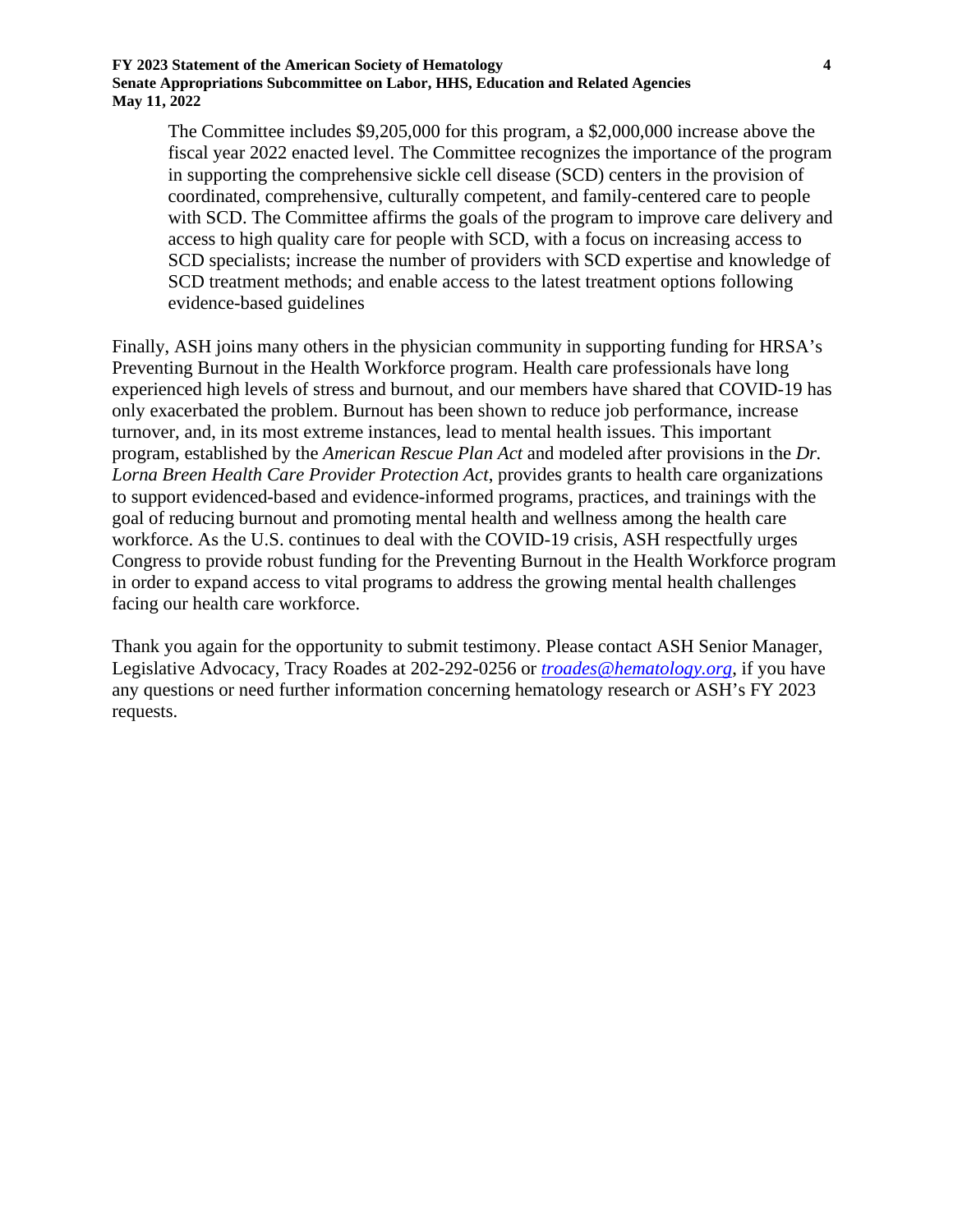> The Committee includes $9,205,000 for this program, a $2,000,000 increase above the fiscal year 2022 enacted level. The Committee recognizes the importance of the program in supporting the comprehensive sickle cell disease (SCD) centers in the provision of coordinated, comprehensive, culturally competent, and family-centered care to people with SCD. The Committee affirms the goals of the program to improve care delivery and access to high quality care for people with SCD, with a focus on increasing access to SCD specialists; increase the number of providers with SCD expertise and knowledge of SCD treatment methods; and enable access to the latest treatment options following evidence-based guidelines

Finally, ASH joins many others in the physician community in supporting funding for HRSA's Preventing Burnout in the Health Workforce program. Health care professionals have long experienced high levels of stress and burnout, and our members have shared that COVID-19 has only exacerbated the problem. Burnout has been shown to reduce job performance, increase turnover, and, in its most extreme instances, lead to mental health issues. This important program, established by the *American Rescue Plan Act* and modeled after provisions in the *Dr. Lorna Breen Health Care Provider Protection Act*, provides grants to health care organizations to support evidenced-based and evidence-informed programs, practices, and trainings with the goal of reducing burnout and promoting mental health and wellness among the health care workforce. As the U.S. continues to deal with the COVID-19 crisis, ASH respectfully urges Congress to provide robust funding for the Preventing Burnout in the Health Workforce program in order to expand access to vital programs to address the growing mental health challenges facing our health care workforce.

Thank you again for the opportunity to submit testimony. Please contact ASH Senior Manager, Legislative Advocacy, Tracy Roades at 202-292-0256 or *troades@hematology.org*, if you have any questions or need further information concerning hematology research or ASH's FY 2023 requests.